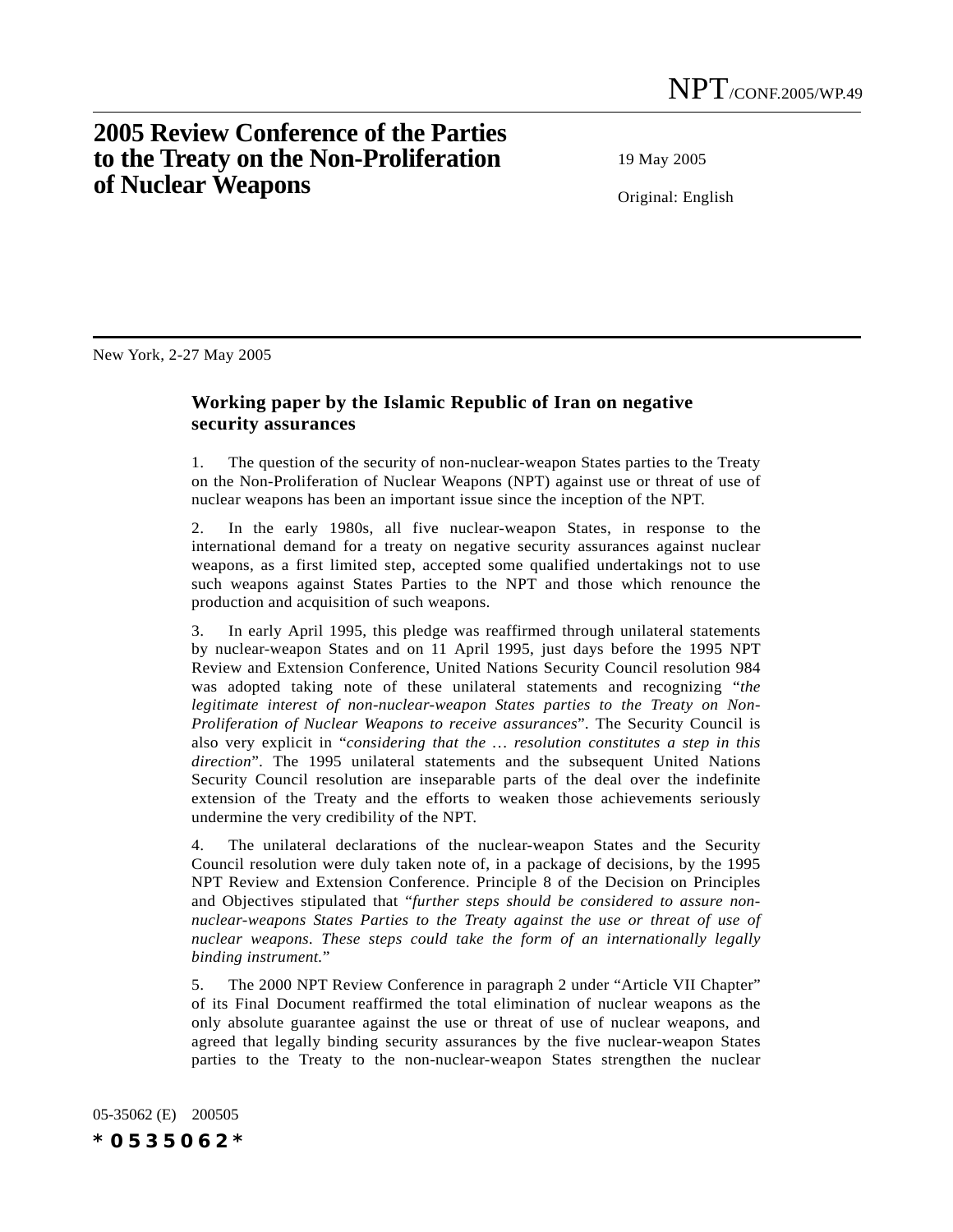# 2005 Review Conference of the Parties to the Treaty on the Non-Proliferation of Nuclear Weapons

NPT/CONF.2005/WP.49

19 May 2005

Original: English

New York, 2-27 May 2005

## Working paper by the Islamic Republic of Iran on negative security assurances

1. The question of the security of non-nuclear-weapon States parties to the Treaty on the Non-Proliferation of Nuclear Weapons (NPT) against use or threat of use of nuclear weapons has been an important issue since the inception of the NPT.

2. In the early 1980s, all five nuclear-weapon States, in response to the international demand for a treaty on negative security assurances against nuclear weapons, as a first limited step, accepted some qualified undertakings not to use such weapons against States Parties to the NPT and those which renounce the production and acquisition of such weapons.

3. In early April 1995, this pledge was reaffirmed through unilateral statements by nuclear-weapon States and on 11 April 1995, just days before the 1995 NPT Review and Extension Conference, United Nations Security Council resolution 984 was adopted taking note of these unilateral statements and recognizing "*the legitimate interest of non-nuclear-weapon States parties to the Treaty on Non-Proliferation of Nuclear Weapons to receive assurances*". The Security Council is also very explicit in "*considering that the … resolution constitutes a step in this direction*". The 1995 unilateral statements and the subsequent United Nations Security Council resolution are inseparable parts of the deal over the indefinite extension of the Treaty and the efforts to weaken those achievements seriously undermine the very credibility of the NPT.

4. The unilateral declarations of the nuclear-weapon States and the Security Council resolution were duly taken note of, in a package of decisions, by the 1995 NPT Review and Extension Conference. Principle 8 of the Decision on Principles and Objectives stipulated that "*further steps should be considered to assure non-nuclear-weapons States Parties to the Treaty against the use or threat of use of nuclear weapons. These steps could take the form of an internationally legally binding instrument.*"

5. The 2000 NPT Review Conference in paragraph 2 under "Article VII Chapter" of its Final Document reaffirmed the total elimination of nuclear weapons as the only absolute guarantee against the use or threat of use of nuclear weapons, and agreed that legally binding security assurances by the five nuclear-weapon States parties to the Treaty to the non-nuclear-weapon States strengthen the nuclear

05-35062 (E) 200505

*0535062*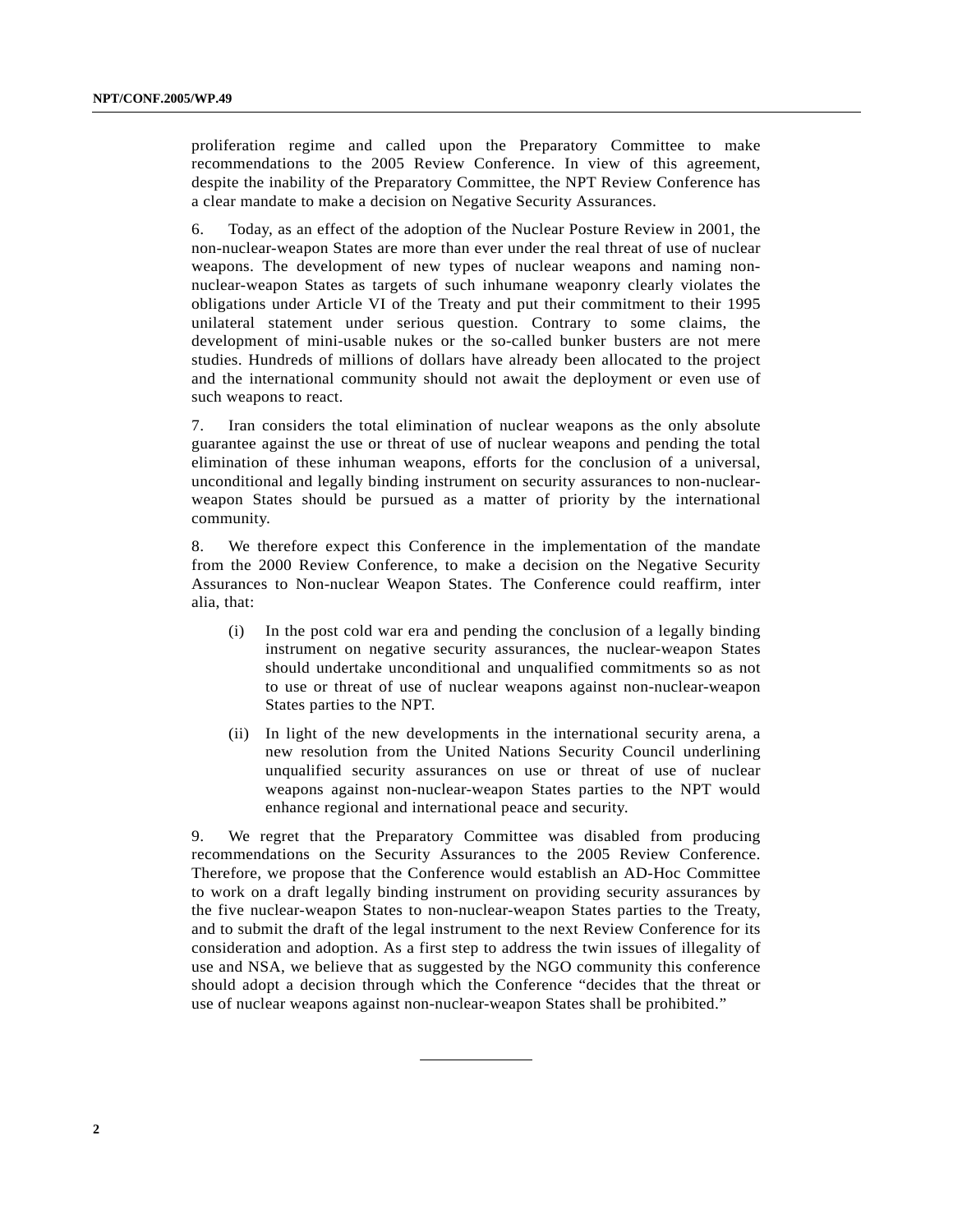proliferation regime and called upon the Preparatory Committee to make recommendations to the 2005 Review Conference. In view of this agreement, despite the inability of the Preparatory Committee, the NPT Review Conference has a clear mandate to make a decision on Negative Security Assurances.

6. Today, as an effect of the adoption of the Nuclear Posture Review in 2001, the non-nuclear-weapon States are more than ever under the real threat of use of nuclear weapons. The development of new types of nuclear weapons and naming non-nuclear-weapon States as targets of such inhumane weaponry clearly violates the obligations under Article VI of the Treaty and put their commitment to their 1995 unilateral statement under serious question. Contrary to some claims, the development of mini-usable nukes or the so-called bunker busters are not mere studies. Hundreds of millions of dollars have already been allocated to the project and the international community should not await the deployment or even use of such weapons to react.

7. Iran considers the total elimination of nuclear weapons as the only absolute guarantee against the use or threat of use of nuclear weapons and pending the total elimination of these inhuman weapons, efforts for the conclusion of a universal, unconditional and legally binding instrument on security assurances to non-nuclear-weapon States should be pursued as a matter of priority by the international community.

8. We therefore expect this Conference in the implementation of the mandate from the 2000 Review Conference, to make a decision on the Negative Security Assurances to Non-nuclear Weapon States. The Conference could reaffirm, inter alia, that:

(i) In the post cold war era and pending the conclusion of a legally binding instrument on negative security assurances, the nuclear-weapon States should undertake unconditional and unqualified commitments so as not to use or threat of use of nuclear weapons against non-nuclear-weapon States parties to the NPT.

(ii) In light of the new developments in the international security arena, a new resolution from the United Nations Security Council underlining unqualified security assurances on use or threat of use of nuclear weapons against non-nuclear-weapon States parties to the NPT would enhance regional and international peace and security.

9. We regret that the Preparatory Committee was disabled from producing recommendations on the Security Assurances to the 2005 Review Conference. Therefore, we propose that the Conference would establish an AD-Hoc Committee to work on a draft legally binding instrument on providing security assurances by the five nuclear-weapon States to non-nuclear-weapon States parties to the Treaty, and to submit the draft of the legal instrument to the next Review Conference for its consideration and adoption. As a first step to address the twin issues of illegality of use and NSA, we believe that as suggested by the NGO community this conference should adopt a decision through which the Conference "decides that the threat or use of nuclear weapons against non-nuclear-weapon States shall be prohibited."